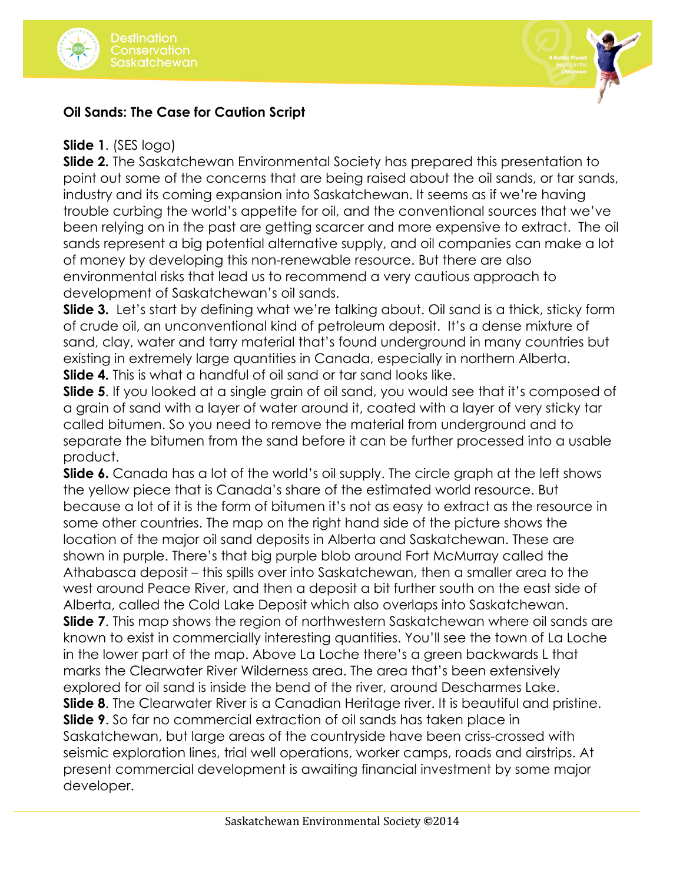**Oil Sands: The Case for Caution Script**

**Slide 1**. (SES logo)

**Slide 2.** The Saskatchewan Environmental Society has prepared this presentation to point out some of the concerns that are being raised about the oil sands, or tar sands, industry and its coming expansion into Saskatchewan. It seems as if we're having trouble curbing the world's appetite for oil, and the conventional sources that we've been relying on in the past are getting scarcer and more expensive to extract. The oil sands represent a big potential alternative supply, and oil companies can make a lot of money by developing this non-renewable resource. But there are also environmental risks that lead us to recommend a very cautious approach to development of Saskatchewan's oil sands.

**Slide 3.** Let's start by defining what we're talking about. Oil sand is a thick, sticky form of crude oil, an unconventional kind of petroleum deposit. It's a dense mixture of sand, clay, water and tarry material that's found underground in many countries but existing in extremely large quantities in Canada, especially in northern Alberta.

**Slide 4.** This is what a handful of oil sand or tar sand looks like.

**Slide 5**. If you looked at a single grain of oil sand, you would see that it's composed of a grain of sand with a layer of water around it, coated with a layer of very sticky tar called bitumen. So you need to remove the material from underground and to separate the bitumen from the sand before it can be further processed into a usable product.

**Slide 6.** Canada has a lot of the world's oil supply. The circle graph at the left shows the yellow piece that is Canada's share of the estimated world resource. But because a lot of it is the form of bitumen it's not as easy to extract as the resource in some other countries. The map on the right hand side of the picture shows the location of the major oil sand deposits in Alberta and Saskatchewan. These are shown in purple. There's that big purple blob around Fort McMurray called the Athabasca deposit – this spills over into Saskatchewan, then a smaller area to the west around Peace River, and then a deposit a bit further south on the east side of Alberta, called the Cold Lake Deposit which also overlaps into Saskatchewan.

**Slide 7**. This map shows the region of northwestern Saskatchewan where oil sands are known to exist in commercially interesting quantities. You'll see the town of La Loche in the lower part of the map. Above La Loche there's a green backwards L that marks the Clearwater River Wilderness area. The area that's been extensively explored for oil sand is inside the bend of the river, around Descharmes Lake.

**Slide 8**. The Clearwater River is a Canadian Heritage river. It is beautiful and pristine.

**Slide 9**. So far no commercial extraction of oil sands has taken place in Saskatchewan, but large areas of the countryside have been criss-crossed with seismic exploration lines, trial well operations, worker camps, roads and airstrips. At present commercial development is awaiting financial investment by some major developer.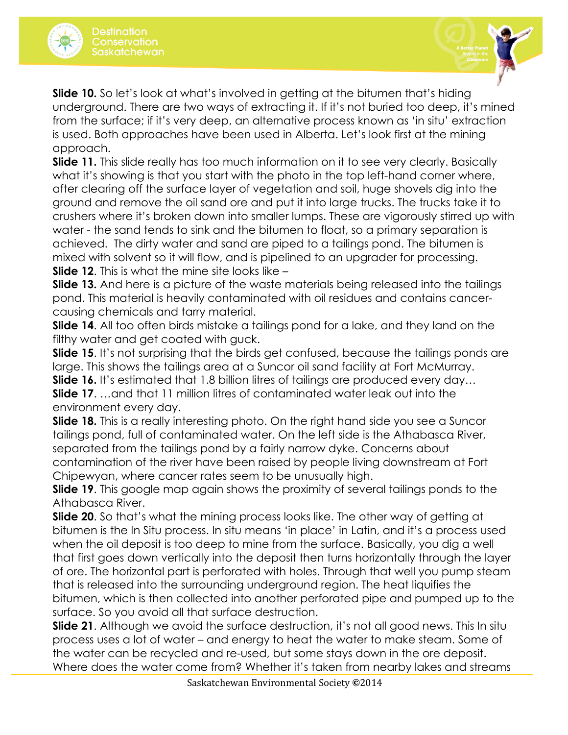**Slide 10.** So let's look at what's involved in getting at the bitumen that's hiding underground. There are two ways of extracting it. If it's not buried too deep, it's mined from the surface; if it's very deep, an alternative process known as 'in situ' extraction is used. Both approaches have been used in Alberta. Let's look first at the mining approach.

**Slide 11.** This slide really has too much information on it to see very clearly. Basically what it's showing is that you start with the photo in the top left-hand corner where, after clearing off the surface layer of vegetation and soil, huge shovels dig into the ground and remove the oil sand ore and put it into large trucks. The trucks take it to crushers where it's broken down into smaller lumps. These are vigorously stirred up with water - the sand tends to sink and the bitumen to float, so a primary separation is achieved. The dirty water and sand are piped to a tailings pond. The bitumen is mixed with solvent so it will flow, and is pipelined to an upgrader for processing.

**Slide 12**. This is what the mine site looks like –

**Slide 13.** And here is a picture of the waste materials being released into the tailings pond. This material is heavily contaminated with oil residues and contains cancer-causing chemicals and tarry material.

**Slide 14**. All too often birds mistake a tailings pond for a lake, and they land on the filthy water and get coated with guck.

**Slide 15**. It's not surprising that the birds get confused, because the tailings ponds are large. This shows the tailings area at a Suncor oil sand facility at Fort McMurray.

**Slide 16.** It's estimated that 1.8 billion litres of tailings are produced every day…

**Slide 17**. …and that 11 million litres of contaminated water leak out into the environment every day.

**Slide 18.** This is a really interesting photo. On the right hand side you see a Suncor tailings pond, full of contaminated water. On the left side is the Athabasca River, separated from the tailings pond by a fairly narrow dyke. Concerns about contamination of the river have been raised by people living downstream at Fort Chipewyan, where cancer rates seem to be unusually high.

**Slide 19**. This google map again shows the proximity of several tailings ponds to the Athabasca River.

**Slide 20**. So that's what the mining process looks like. The other way of getting at bitumen is the In Situ process. In situ means 'in place' in Latin, and it's a process used when the oil deposit is too deep to mine from the surface. Basically, you dig a well that first goes down vertically into the deposit then turns horizontally through the layer of ore. The horizontal part is perforated with holes. Through that well you pump steam that is released into the surrounding underground region. The heat liquifies the bitumen, which is then collected into another perforated pipe and pumped up to the surface. So you avoid all that surface destruction.

**Slide 21**. Although we avoid the surface destruction, it's not all good news. This In situ process uses a lot of water – and energy to heat the water to make steam. Some of the water can be recycled and re-used, but some stays down in the ore deposit. Where does the water come from? Whether it's taken from nearby lakes and streams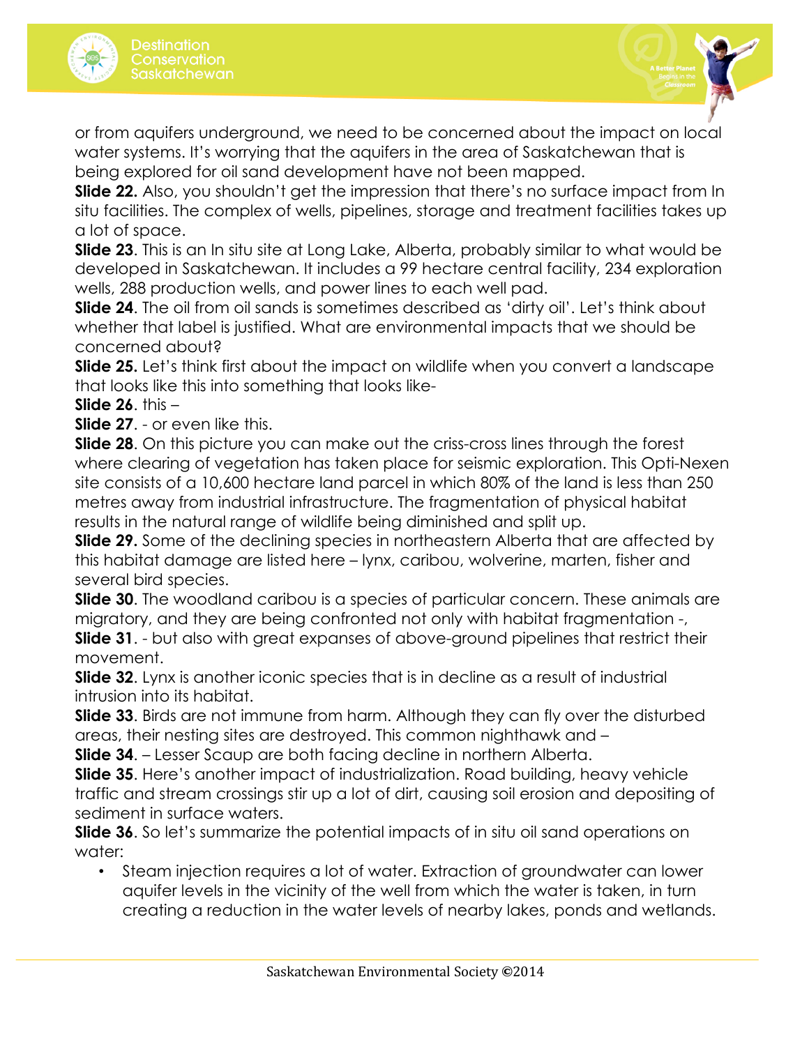or from aquifers underground, we need to be concerned about the impact on local water systems. It's worrying that the aquifers in the area of Saskatchewan that is being explored for oil sand development have not been mapped.

**Slide 22.** Also, you shouldn't get the impression that there's no surface impact from In situ facilities. The complex of wells, pipelines, storage and treatment facilities takes up a lot of space.

**Slide 23**. This is an In situ site at Long Lake, Alberta, probably similar to what would be developed in Saskatchewan. It includes a 99 hectare central facility, 234 exploration wells, 288 production wells, and power lines to each well pad.

**Slide 24**. The oil from oil sands is sometimes described as 'dirty oil'. Let's think about whether that label is justified. What are environmental impacts that we should be concerned about?

**Slide 25.** Let's think first about the impact on wildlife when you convert a landscape that looks like this into something that looks like-

**Slide 26**. this –

**Slide 27**. - or even like this.

**Slide 28**. On this picture you can make out the criss-cross lines through the forest where clearing of vegetation has taken place for seismic exploration. This Opti-Nexen site consists of a 10,600 hectare land parcel in which 80% of the land is less than 250 metres away from industrial infrastructure. The fragmentation of physical habitat results in the natural range of wildlife being diminished and split up.

**Slide 29.** Some of the declining species in northeastern Alberta that are affected by this habitat damage are listed here – lynx, caribou, wolverine, marten, fisher and several bird species.

**Slide 30**. The woodland caribou is a species of particular concern. These animals are migratory, and they are being confronted not only with habitat fragmentation -,

**Slide 31**. - but also with great expanses of above-ground pipelines that restrict their movement.

**Slide 32**. Lynx is another iconic species that is in decline as a result of industrial intrusion into its habitat.

**Slide 33**. Birds are not immune from harm. Although they can fly over the disturbed areas, their nesting sites are destroyed. This common nighthawk and –

**Slide 34**. – Lesser Scaup are both facing decline in northern Alberta.

**Slide 35**. Here's another impact of industrialization. Road building, heavy vehicle traffic and stream crossings stir up a lot of dirt, causing soil erosion and depositing of sediment in surface waters.

**Slide 36**. So let's summarize the potential impacts of in situ oil sand operations on water:

- Steam injection requires a lot of water. Extraction of groundwater can lower aquifer levels in the vicinity of the well from which the water is taken, in turn creating a reduction in the water levels of nearby lakes, ponds and wetlands.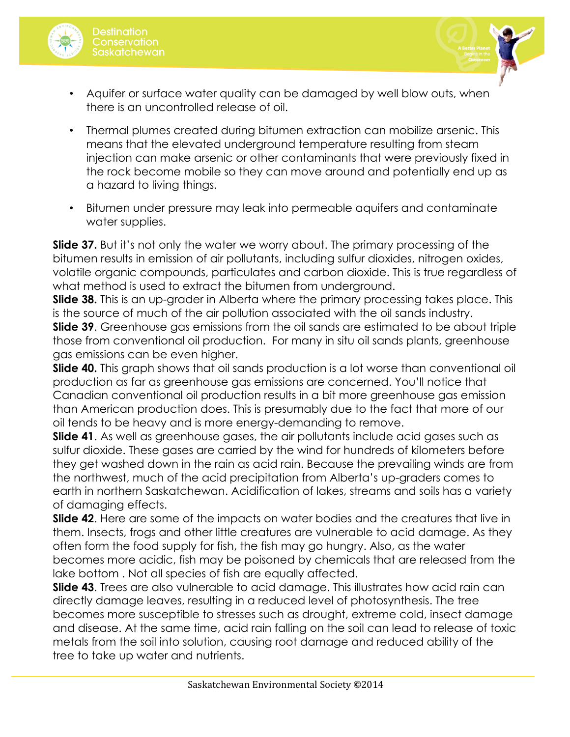- Aquifer or surface water quality can be damaged by well blow outs, when there is an uncontrolled release of oil.
- Thermal plumes created during bitumen extraction can mobilize arsenic. This means that the elevated underground temperature resulting from steam injection can make arsenic or other contaminants that were previously fixed in the rock become mobile so they can move around and potentially end up as a hazard to living things.
- Bitumen under pressure may leak into permeable aquifers and contaminate water supplies.

**Slide 37.** But it's not only the water we worry about. The primary processing of the bitumen results in emission of air pollutants, including sulfur dioxides, nitrogen oxides, volatile organic compounds, particulates and carbon dioxide. This is true regardless of what method is used to extract the bitumen from underground.

**Slide 38.** This is an up-grader in Alberta where the primary processing takes place. This is the source of much of the air pollution associated with the oil sands industry.

**Slide 39**. Greenhouse gas emissions from the oil sands are estimated to be about triple those from conventional oil production. For many in situ oil sands plants, greenhouse gas emissions can be even higher.

**Slide 40.** This graph shows that oil sands production is a lot worse than conventional oil production as far as greenhouse gas emissions are concerned. You'll notice that Canadian conventional oil production results in a bit more greenhouse gas emission than American production does. This is presumably due to the fact that more of our oil tends to be heavy and is more energy-demanding to remove.

**Slide 41**. As well as greenhouse gases, the air pollutants include acid gases such as sulfur dioxide. These gases are carried by the wind for hundreds of kilometers before they get washed down in the rain as acid rain. Because the prevailing winds are from the northwest, much of the acid precipitation from Alberta's up-graders comes to earth in northern Saskatchewan. Acidification of lakes, streams and soils has a variety of damaging effects.

**Slide 42**. Here are some of the impacts on water bodies and the creatures that live in them. Insects, frogs and other little creatures are vulnerable to acid damage. As they often form the food supply for fish, the fish may go hungry. Also, as the water becomes more acidic, fish may be poisoned by chemicals that are released from the lake bottom . Not all species of fish are equally affected.

**Slide 43**. Trees are also vulnerable to acid damage. This illustrates how acid rain can directly damage leaves, resulting in a reduced level of photosynthesis. The tree becomes more susceptible to stresses such as drought, extreme cold, insect damage and disease. At the same time, acid rain falling on the soil can lead to release of toxic metals from the soil into solution, causing root damage and reduced ability of the tree to take up water and nutrients.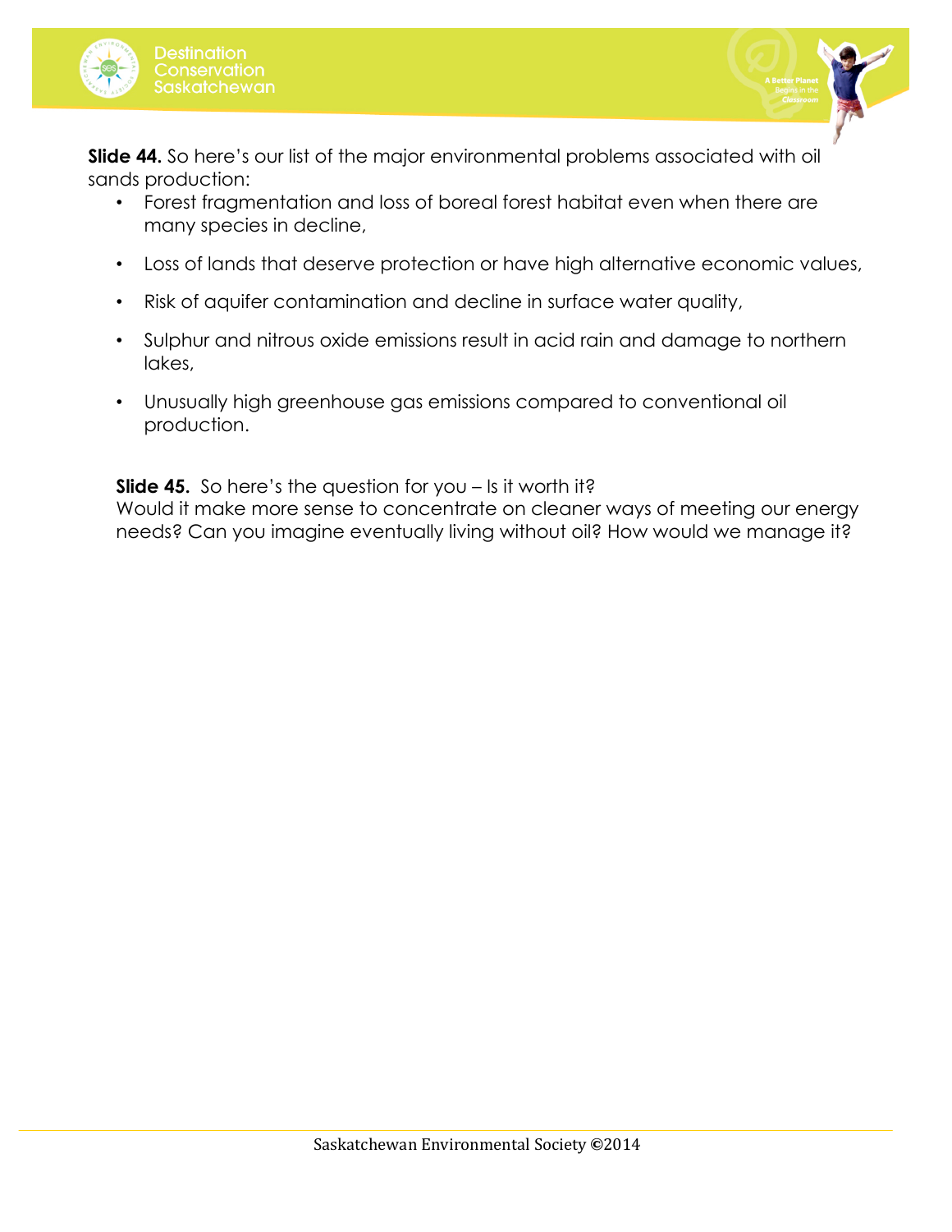**Slide 44.** So here's our list of the major environmental problems associated with oil sands production:

- Forest fragmentation and loss of boreal forest habitat even when there are many species in decline,
- Loss of lands that deserve protection or have high alternative economic values,
- Risk of aquifer contamination and decline in surface water quality,
- Sulphur and nitrous oxide emissions result in acid rain and damage to northern lakes,
- Unusually high greenhouse gas emissions compared to conventional oil production.

**Slide 45.** So here's the question for you – Is it worth it?
Would it make more sense to concentrate on cleaner ways of meeting our energy needs? Can you imagine eventually living without oil? How would we manage it?